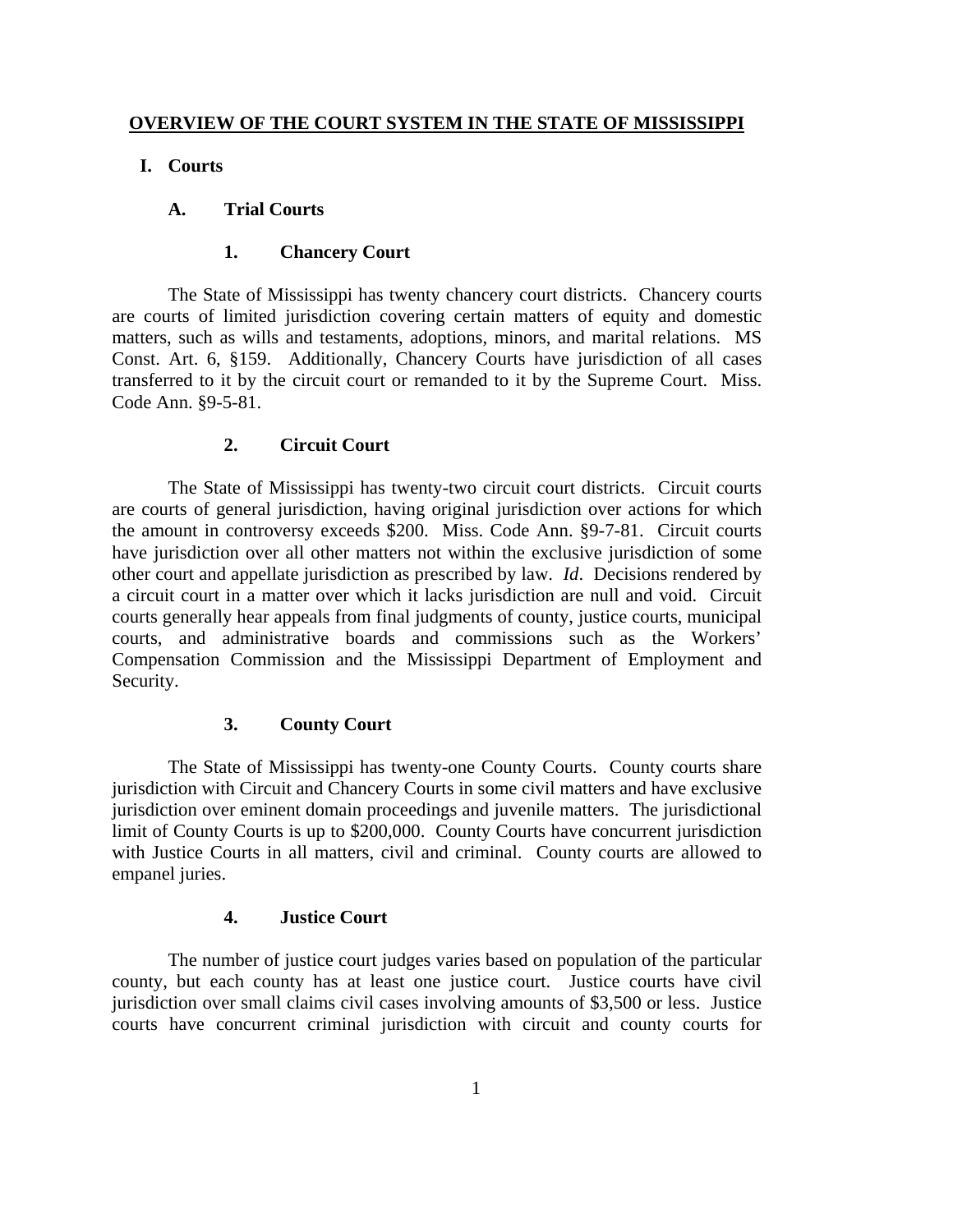# OVERVIEW OF THE COURT SYSTEM IN THE STATE OF MISSISSIPPI

## I. Courts

### A. Trial Courts

#### 1. Chancery Court

The State of Mississippi has twenty chancery court districts. Chancery courts are courts of limited jurisdiction covering certain matters of equity and domestic matters, such as wills and testaments, adoptions, minors, and marital relations. MS Const. Art. 6, §159. Additionally, Chancery Courts have jurisdiction of all cases transferred to it by the circuit court or remanded to it by the Supreme Court. Miss. Code Ann. §9-5-81.

#### 2. Circuit Court

The State of Mississippi has twenty-two circuit court districts. Circuit courts are courts of general jurisdiction, having original jurisdiction over actions for which the amount in controversy exceeds $200. Miss. Code Ann. §9-7-81. Circuit courts have jurisdiction over all other matters not within the exclusive jurisdiction of some other court and appellate jurisdiction as prescribed by law. *Id*. Decisions rendered by a circuit court in a matter over which it lacks jurisdiction are null and void. Circuit courts generally hear appeals from final judgments of county, justice courts, municipal courts, and administrative boards and commissions such as the Workers' Compensation Commission and the Mississippi Department of Employment and Security.

#### 3. County Court

The State of Mississippi has twenty-one County Courts. County courts share jurisdiction with Circuit and Chancery Courts in some civil matters and have exclusive jurisdiction over eminent domain proceedings and juvenile matters. The jurisdictional limit of County Courts is up to $200,000. County Courts have concurrent jurisdiction with Justice Courts in all matters, civil and criminal. County courts are allowed to empanel juries.

#### 4. Justice Court

The number of justice court judges varies based on population of the particular county, but each county has at least one justice court. Justice courts have civil jurisdiction over small claims civil cases involving amounts of $3,500 or less. Justice courts have concurrent criminal jurisdiction with circuit and county courts for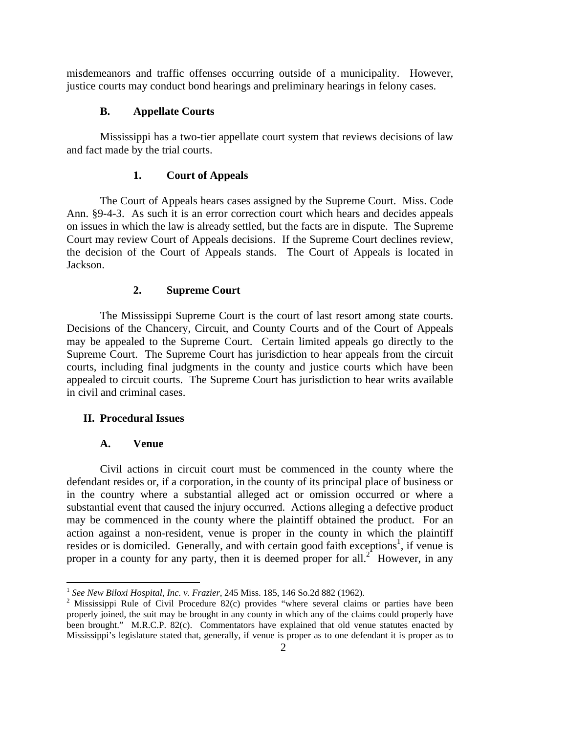misdemeanors and traffic offenses occurring outside of a municipality. However, justice courts may conduct bond hearings and preliminary hearings in felony cases.

### B. Appellate Courts

Mississippi has a two-tier appellate court system that reviews decisions of law and fact made by the trial courts.

#### 1. Court of Appeals

The Court of Appeals hears cases assigned by the Supreme Court. Miss. Code Ann. §9-4-3. As such it is an error correction court which hears and decides appeals on issues in which the law is already settled, but the facts are in dispute. The Supreme Court may review Court of Appeals decisions. If the Supreme Court declines review, the decision of the Court of Appeals stands. The Court of Appeals is located in Jackson.

#### 2. Supreme Court

The Mississippi Supreme Court is the court of last resort among state courts. Decisions of the Chancery, Circuit, and County Courts and of the Court of Appeals may be appealed to the Supreme Court. Certain limited appeals go directly to the Supreme Court. The Supreme Court has jurisdiction to hear appeals from the circuit courts, including final judgments in the county and justice courts which have been appealed to circuit courts. The Supreme Court has jurisdiction to hear writs available in civil and criminal cases.

## II. Procedural Issues

### A. Venue

Civil actions in circuit court must be commenced in the county where the defendant resides or, if a corporation, in the county of its principal place of business or in the country where a substantial alleged act or omission occurred or where a substantial event that caused the injury occurred. Actions alleging a defective product may be commenced in the county where the plaintiff obtained the product. For an action against a non-resident, venue is proper in the county in which the plaintiff resides or is domiciled. Generally, and with certain good faith exceptions[1], if venue is proper in a county for any party, then it is deemed proper for all.[2] However, in any

---

[1] *See New Biloxi Hospital, Inc. v. Frazier*, 245 Miss. 185, 146 So.2d 882 (1962).

[2] Mississippi Rule of Civil Procedure 82(c) provides "where several claims or parties have been properly joined, the suit may be brought in any county in which any of the claims could properly have been brought." M.R.C.P. 82(c). Commentators have explained that old venue statutes enacted by Mississippi's legislature stated that, generally, if venue is proper as to one defendant it is proper as to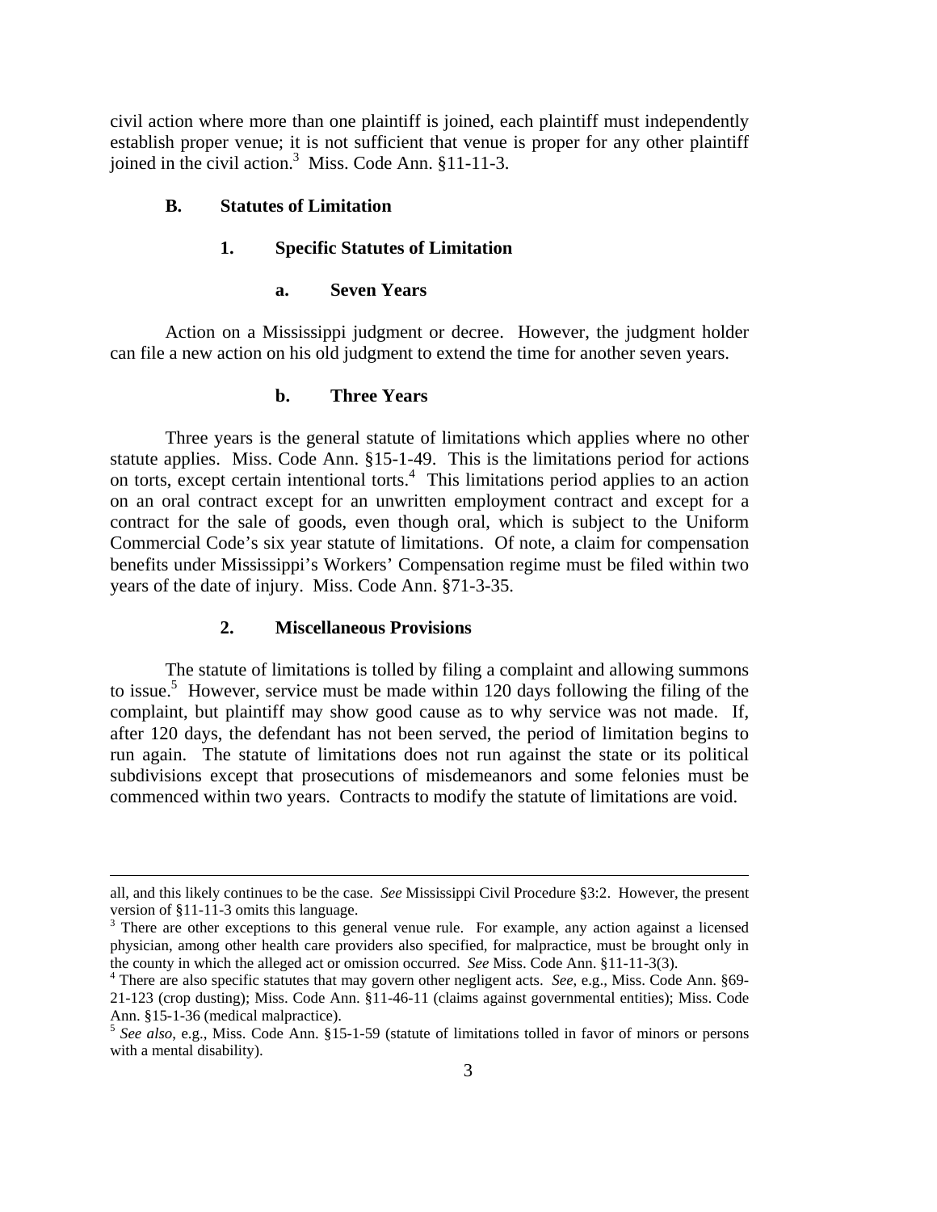civil action where more than one plaintiff is joined, each plaintiff must independently establish proper venue; it is not sufficient that venue is proper for any other plaintiff joined in the civil action.[3] Miss. Code Ann. §11-11-3.

### B. Statutes of Limitation

#### 1. Specific Statutes of Limitation

##### a. Seven Years

Action on a Mississippi judgment or decree. However, the judgment holder can file a new action on his old judgment to extend the time for another seven years.

##### b. Three Years

Three years is the general statute of limitations which applies where no other statute applies. Miss. Code Ann. §15-1-49. This is the limitations period for actions on torts, except certain intentional torts.[4] This limitations period applies to an action on an oral contract except for an unwritten employment contract and except for a contract for the sale of goods, even though oral, which is subject to the Uniform Commercial Code's six year statute of limitations. Of note, a claim for compensation benefits under Mississippi's Workers' Compensation regime must be filed within two years of the date of injury. Miss. Code Ann. §71-3-35.

#### 2. Miscellaneous Provisions

The statute of limitations is tolled by filing a complaint and allowing summons to issue.[5] However, service must be made within 120 days following the filing of the complaint, but plaintiff may show good cause as to why service was not made. If, after 120 days, the defendant has not been served, the period of limitation begins to run again. The statute of limitations does not run against the state or its political subdivisions except that prosecutions of misdemeanors and some felonies must be commenced within two years. Contracts to modify the statute of limitations are void.

---

all, and this likely continues to be the case. *See* Mississippi Civil Procedure §3:2. However, the present version of §11-11-3 omits this language.

[3] There are other exceptions to this general venue rule. For example, any action against a licensed physician, among other health care providers also specified, for malpractice, must be brought only in the county in which the alleged act or omission occurred. *See* Miss. Code Ann. §11-11-3(3).

[4] There are also specific statutes that may govern other negligent acts. *See*, e.g., Miss. Code Ann. §69-21-123 (crop dusting); Miss. Code Ann. §11-46-11 (claims against governmental entities); Miss. Code Ann. §15-1-36 (medical malpractice).

[5] *See also*, e.g., Miss. Code Ann. §15-1-59 (statute of limitations tolled in favor of minors or persons with a mental disability).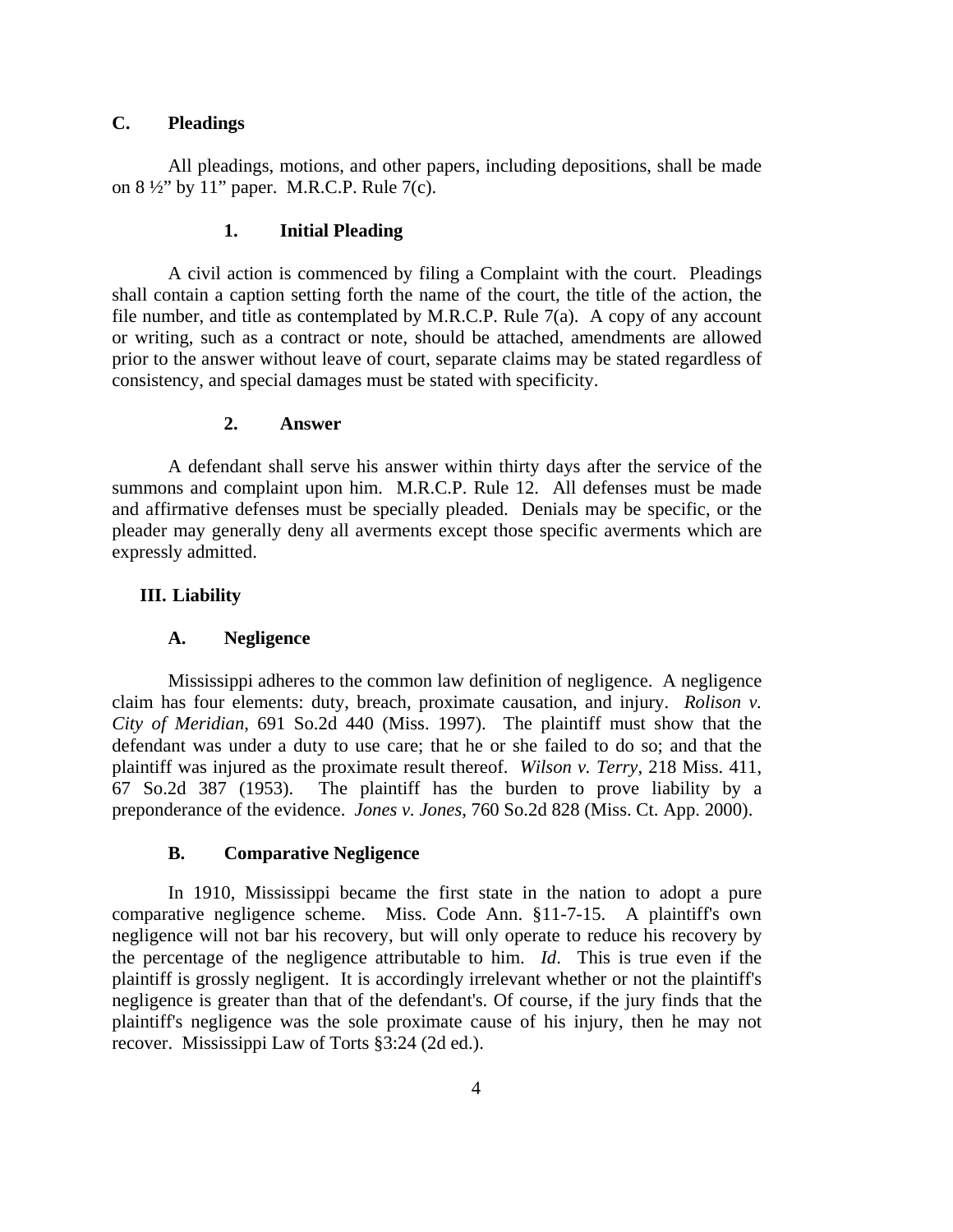### C. Pleadings

All pleadings, motions, and other papers, including depositions, shall be made on 8 ½" by 11" paper. M.R.C.P. Rule 7(c).

#### 1. Initial Pleading

A civil action is commenced by filing a Complaint with the court. Pleadings shall contain a caption setting forth the name of the court, the title of the action, the file number, and title as contemplated by M.R.C.P. Rule 7(a). A copy of any account or writing, such as a contract or note, should be attached, amendments are allowed prior to the answer without leave of court, separate claims may be stated regardless of consistency, and special damages must be stated with specificity.

#### 2. Answer

A defendant shall serve his answer within thirty days after the service of the summons and complaint upon him. M.R.C.P. Rule 12. All defenses must be made and affirmative defenses must be specially pleaded. Denials may be specific, or the pleader may generally deny all averments except those specific averments which are expressly admitted.

## III. Liability

### A. Negligence

Mississippi adheres to the common law definition of negligence. A negligence claim has four elements: duty, breach, proximate causation, and injury. *Rolison v. City of Meridian*, 691 So.2d 440 (Miss. 1997). The plaintiff must show that the defendant was under a duty to use care; that he or she failed to do so; and that the plaintiff was injured as the proximate result thereof. *Wilson v. Terry*, 218 Miss. 411, 67 So.2d 387 (1953). The plaintiff has the burden to prove liability by a preponderance of the evidence. *Jones v. Jones*, 760 So.2d 828 (Miss. Ct. App. 2000).

### B. Comparative Negligence

In 1910, Mississippi became the first state in the nation to adopt a pure comparative negligence scheme. Miss. Code Ann. §11-7-15. A plaintiff's own negligence will not bar his recovery, but will only operate to reduce his recovery by the percentage of the negligence attributable to him. *Id*. This is true even if the plaintiff is grossly negligent. It is accordingly irrelevant whether or not the plaintiff's negligence is greater than that of the defendant's. Of course, if the jury finds that the plaintiff's negligence was the sole proximate cause of his injury, then he may not recover. Mississippi Law of Torts §3:24 (2d ed.).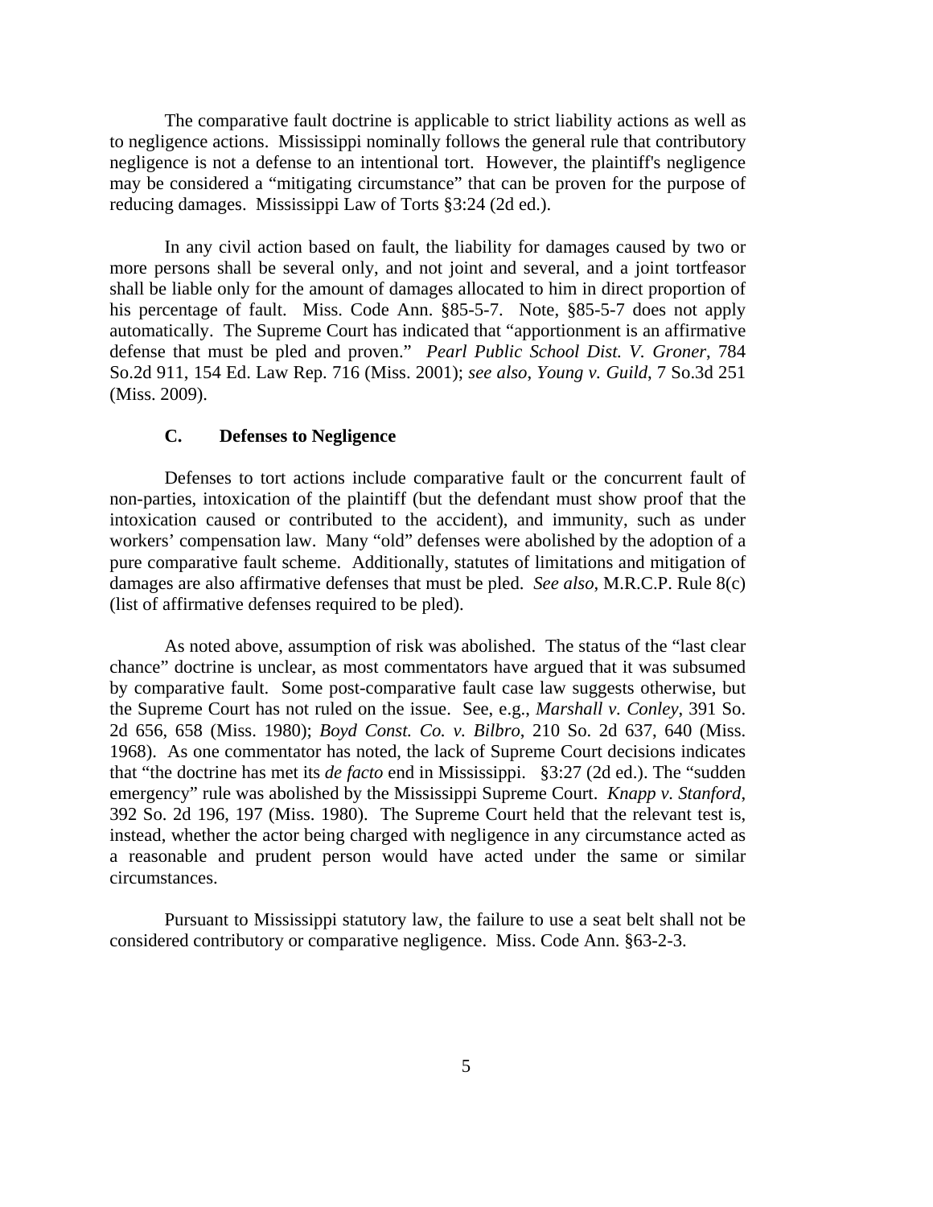The comparative fault doctrine is applicable to strict liability actions as well as to negligence actions. Mississippi nominally follows the general rule that contributory negligence is not a defense to an intentional tort. However, the plaintiff's negligence may be considered a "mitigating circumstance" that can be proven for the purpose of reducing damages. Mississippi Law of Torts §3:24 (2d ed.).

In any civil action based on fault, the liability for damages caused by two or more persons shall be several only, and not joint and several, and a joint tortfeasor shall be liable only for the amount of damages allocated to him in direct proportion of his percentage of fault. Miss. Code Ann. §85-5-7. Note, §85-5-7 does not apply automatically. The Supreme Court has indicated that "apportionment is an affirmative defense that must be pled and proven." *Pearl Public School Dist. V. Groner*, 784 So.2d 911, 154 Ed. Law Rep. 716 (Miss. 2001); *see also*, *Young v. Guild*, 7 So.3d 251 (Miss. 2009).

### C. Defenses to Negligence

Defenses to tort actions include comparative fault or the concurrent fault of non-parties, intoxication of the plaintiff (but the defendant must show proof that the intoxication caused or contributed to the accident), and immunity, such as under workers' compensation law. Many "old" defenses were abolished by the adoption of a pure comparative fault scheme. Additionally, statutes of limitations and mitigation of damages are also affirmative defenses that must be pled. *See also*, M.R.C.P. Rule 8(c) (list of affirmative defenses required to be pled).

As noted above, assumption of risk was abolished. The status of the "last clear chance" doctrine is unclear, as most commentators have argued that it was subsumed by comparative fault. Some post-comparative fault case law suggests otherwise, but the Supreme Court has not ruled on the issue. See, e.g., *Marshall v. Conley*, 391 So. 2d 656, 658 (Miss. 1980); *Boyd Const. Co. v. Bilbro*, 210 So. 2d 637, 640 (Miss. 1968). As one commentator has noted, the lack of Supreme Court decisions indicates that "the doctrine has met its *de facto* end in Mississippi. §3:27 (2d ed.). The "sudden emergency" rule was abolished by the Mississippi Supreme Court. *Knapp v. Stanford*, 392 So. 2d 196, 197 (Miss. 1980). The Supreme Court held that the relevant test is, instead, whether the actor being charged with negligence in any circumstance acted as a reasonable and prudent person would have acted under the same or similar circumstances.

Pursuant to Mississippi statutory law, the failure to use a seat belt shall not be considered contributory or comparative negligence. Miss. Code Ann. §63-2-3.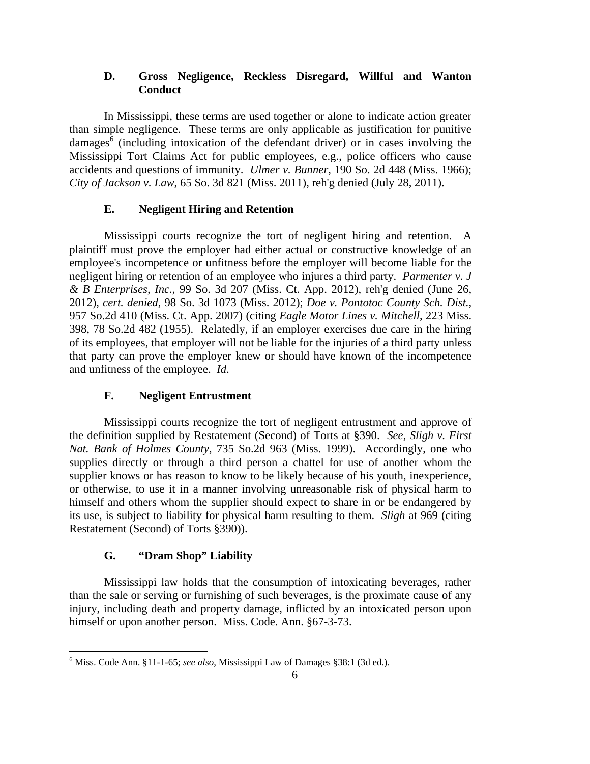### D. Gross Negligence, Reckless Disregard, Willful and Wanton Conduct

In Mississippi, these terms are used together or alone to indicate action greater than simple negligence. These terms are only applicable as justification for punitive damages[6] (including intoxication of the defendant driver) or in cases involving the Mississippi Tort Claims Act for public employees, e.g., police officers who cause accidents and questions of immunity. *Ulmer v. Bunner*, 190 So. 2d 448 (Miss. 1966); *City of Jackson v. Law*, 65 So. 3d 821 (Miss. 2011), reh'g denied (July 28, 2011).

### E. Negligent Hiring and Retention

Mississippi courts recognize the tort of negligent hiring and retention. A plaintiff must prove the employer had either actual or constructive knowledge of an employee's incompetence or unfitness before the employer will become liable for the negligent hiring or retention of an employee who injures a third party. *Parmenter v. J & B Enterprises, Inc.*, 99 So. 3d 207 (Miss. Ct. App. 2012), reh'g denied (June 26, 2012), *cert. denied*, 98 So. 3d 1073 (Miss. 2012); *Doe v. Pontotoc County Sch. Dist.*, 957 So.2d 410 (Miss. Ct. App. 2007) (citing *Eagle Motor Lines v. Mitchell*, 223 Miss. 398, 78 So.2d 482 (1955). Relatedly, if an employer exercises due care in the hiring of its employees, that employer will not be liable for the injuries of a third party unless that party can prove the employer knew or should have known of the incompetence and unfitness of the employee. *Id*.

### F. Negligent Entrustment

Mississippi courts recognize the tort of negligent entrustment and approve of the definition supplied by Restatement (Second) of Torts at §390. *See*, *Sligh v. First Nat. Bank of Holmes County*, 735 So.2d 963 (Miss. 1999). Accordingly, one who supplies directly or through a third person a chattel for use of another whom the supplier knows or has reason to know to be likely because of his youth, inexperience, or otherwise, to use it in a manner involving unreasonable risk of physical harm to himself and others whom the supplier should expect to share in or be endangered by its use, is subject to liability for physical harm resulting to them. *Sligh* at 969 (citing Restatement (Second) of Torts §390)).

### G. "Dram Shop" Liability

Mississippi law holds that the consumption of intoxicating beverages, rather than the sale or serving or furnishing of such beverages, is the proximate cause of any injury, including death and property damage, inflicted by an intoxicated person upon himself or upon another person. Miss. Code. Ann. §67-3-73.

---

[6] Miss. Code Ann. §11-1-65; *see also*, Mississippi Law of Damages §38:1 (3d ed.).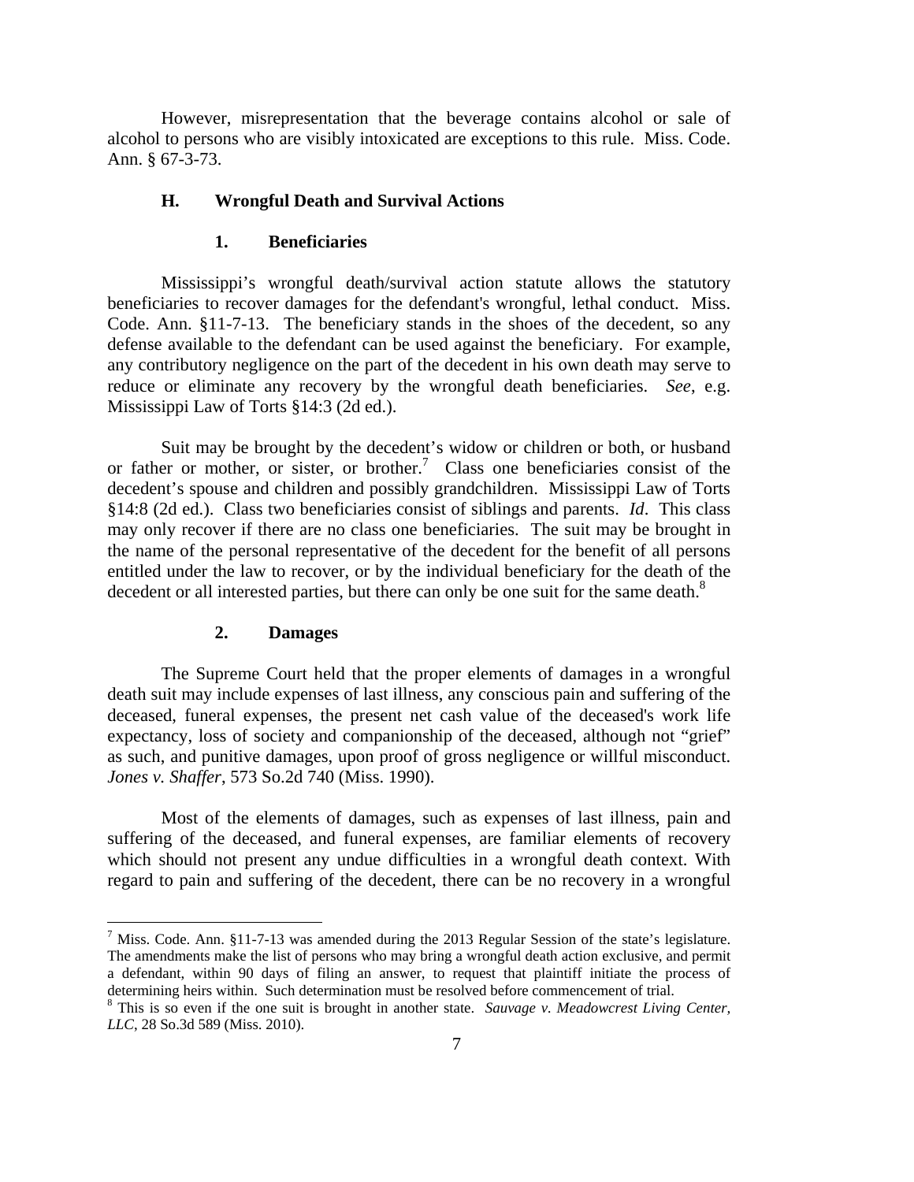However, misrepresentation that the beverage contains alcohol or sale of alcohol to persons who are visibly intoxicated are exceptions to this rule. Miss. Code. Ann. § 67-3-73.

### H. Wrongful Death and Survival Actions

#### 1. Beneficiaries

Mississippi's wrongful death/survival action statute allows the statutory beneficiaries to recover damages for the defendant's wrongful, lethal conduct. Miss. Code. Ann. §11-7-13. The beneficiary stands in the shoes of the decedent, so any defense available to the defendant can be used against the beneficiary. For example, any contributory negligence on the part of the decedent in his own death may serve to reduce or eliminate any recovery by the wrongful death beneficiaries. *See*, e.g. Mississippi Law of Torts §14:3 (2d ed.).

Suit may be brought by the decedent's widow or children or both, or husband or father or mother, or sister, or brother.[7] Class one beneficiaries consist of the decedent's spouse and children and possibly grandchildren. Mississippi Law of Torts §14:8 (2d ed.). Class two beneficiaries consist of siblings and parents. *Id*. This class may only recover if there are no class one beneficiaries. The suit may be brought in the name of the personal representative of the decedent for the benefit of all persons entitled under the law to recover, or by the individual beneficiary for the death of the decedent or all interested parties, but there can only be one suit for the same death.[8]

#### 2. Damages

The Supreme Court held that the proper elements of damages in a wrongful death suit may include expenses of last illness, any conscious pain and suffering of the deceased, funeral expenses, the present net cash value of the deceased's work life expectancy, loss of society and companionship of the deceased, although not "grief" as such, and punitive damages, upon proof of gross negligence or willful misconduct. *Jones v. Shaffer*, 573 So.2d 740 (Miss. 1990).

Most of the elements of damages, such as expenses of last illness, pain and suffering of the deceased, and funeral expenses, are familiar elements of recovery which should not present any undue difficulties in a wrongful death context. With regard to pain and suffering of the decedent, there can be no recovery in a wrongful

---

[7] Miss. Code. Ann. §11-7-13 was amended during the 2013 Regular Session of the state's legislature. The amendments make the list of persons who may bring a wrongful death action exclusive, and permit a defendant, within 90 days of filing an answer, to request that plaintiff initiate the process of determining heirs within. Such determination must be resolved before commencement of trial.

[8] This is so even if the one suit is brought in another state. *Sauvage v. Meadowcrest Living Center, LLC*, 28 So.3d 589 (Miss. 2010).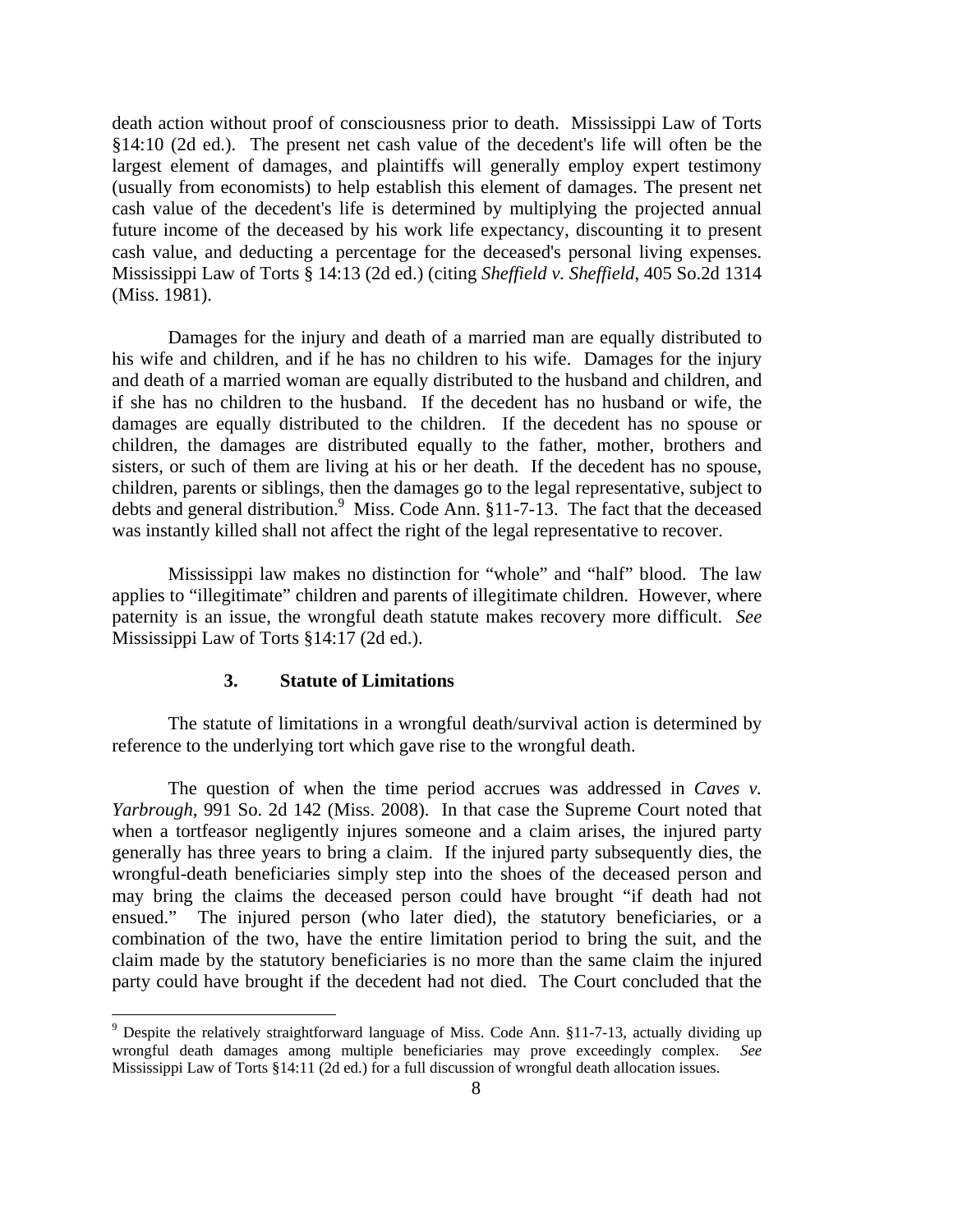death action without proof of consciousness prior to death. Mississippi Law of Torts §14:10 (2d ed.). The present net cash value of the decedent's life will often be the largest element of damages, and plaintiffs will generally employ expert testimony (usually from economists) to help establish this element of damages. The present net cash value of the decedent's life is determined by multiplying the projected annual future income of the deceased by his work life expectancy, discounting it to present cash value, and deducting a percentage for the deceased's personal living expenses. Mississippi Law of Torts § 14:13 (2d ed.) (citing *Sheffield v. Sheffield*, 405 So.2d 1314 (Miss. 1981).

Damages for the injury and death of a married man are equally distributed to his wife and children, and if he has no children to his wife. Damages for the injury and death of a married woman are equally distributed to the husband and children, and if she has no children to the husband. If the decedent has no husband or wife, the damages are equally distributed to the children. If the decedent has no spouse or children, the damages are distributed equally to the father, mother, brothers and sisters, or such of them are living at his or her death. If the decedent has no spouse, children, parents or siblings, then the damages go to the legal representative, subject to debts and general distribution.[9] Miss. Code Ann. §11-7-13. The fact that the deceased was instantly killed shall not affect the right of the legal representative to recover.

Mississippi law makes no distinction for "whole" and "half" blood. The law applies to "illegitimate" children and parents of illegitimate children. However, where paternity is an issue, the wrongful death statute makes recovery more difficult. *See* Mississippi Law of Torts §14:17 (2d ed.).

### 3. Statute of Limitations

The statute of limitations in a wrongful death/survival action is determined by reference to the underlying tort which gave rise to the wrongful death.

The question of when the time period accrues was addressed in *Caves v. Yarbrough*, 991 So. 2d 142 (Miss. 2008). In that case the Supreme Court noted that when a tortfeasor negligently injures someone and a claim arises, the injured party generally has three years to bring a claim. If the injured party subsequently dies, the wrongful-death beneficiaries simply step into the shoes of the deceased person and may bring the claims the deceased person could have brought "if death had not ensued." The injured person (who later died), the statutory beneficiaries, or a combination of the two, have the entire limitation period to bring the suit, and the claim made by the statutory beneficiaries is no more than the same claim the injured party could have brought if the decedent had not died. The Court concluded that the

---

[9] Despite the relatively straightforward language of Miss. Code Ann. §11-7-13, actually dividing up wrongful death damages among multiple beneficiaries may prove exceedingly complex. *See* Mississippi Law of Torts §14:11 (2d ed.) for a full discussion of wrongful death allocation issues.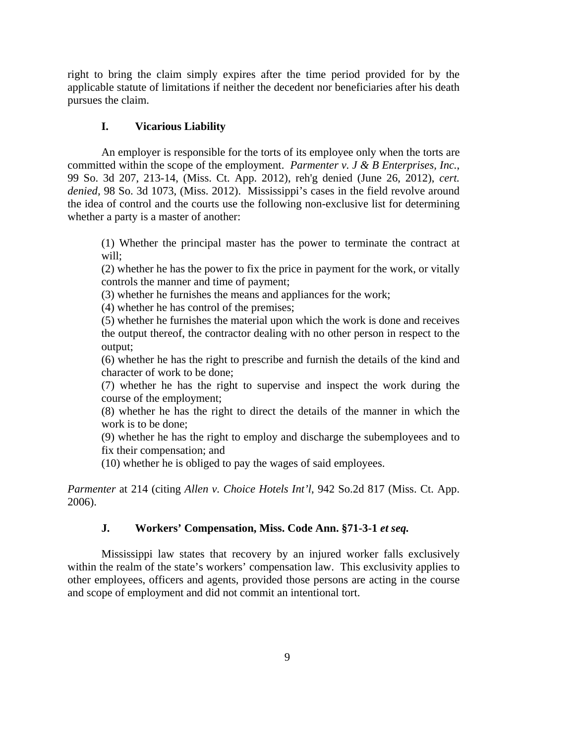right to bring the claim simply expires after the time period provided for by the applicable statute of limitations if neither the decedent nor beneficiaries after his death pursues the claim.

### I. Vicarious Liability

An employer is responsible for the torts of its employee only when the torts are committed within the scope of the employment. *Parmenter v. J & B Enterprises, Inc.*, 99 So. 3d 207, 213-14, (Miss. Ct. App. 2012), reh'g denied (June 26, 2012), *cert. denied*, 98 So. 3d 1073, (Miss. 2012). Mississippi's cases in the field revolve around the idea of control and the courts use the following non-exclusive list for determining whether a party is a master of another:

> (1) Whether the principal master has the power to terminate the contract at will;
> (2) whether he has the power to fix the price in payment for the work, or vitally controls the manner and time of payment;
> (3) whether he furnishes the means and appliances for the work;
> (4) whether he has control of the premises;
> (5) whether he furnishes the material upon which the work is done and receives the output thereof, the contractor dealing with no other person in respect to the output;
> (6) whether he has the right to prescribe and furnish the details of the kind and character of work to be done;
> (7) whether he has the right to supervise and inspect the work during the course of the employment;
> (8) whether he has the right to direct the details of the manner in which the work is to be done;
> (9) whether he has the right to employ and discharge the subemployees and to fix their compensation; and
> (10) whether he is obliged to pay the wages of said employees.

*Parmenter* at 214 (citing *Allen v. Choice Hotels Int'l*, 942 So.2d 817 (Miss. Ct. App. 2006).

### J. Workers' Compensation, Miss. Code Ann. §71-3-1 *et seq.*

Mississippi law states that recovery by an injured worker falls exclusively within the realm of the state's workers' compensation law. This exclusivity applies to other employees, officers and agents, provided those persons are acting in the course and scope of employment and did not commit an intentional tort.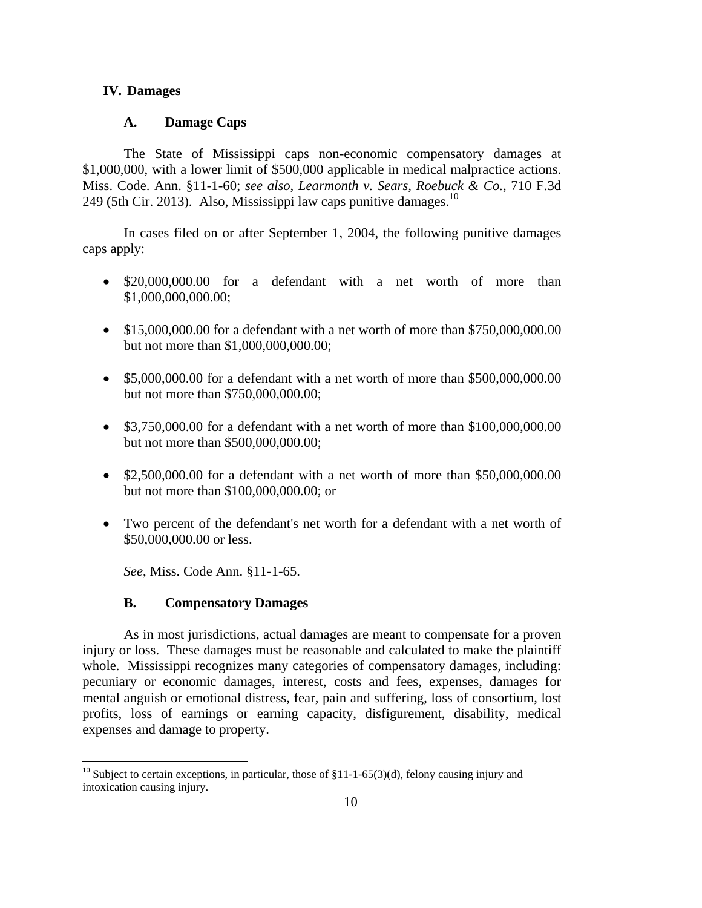## IV. Damages

### A. Damage Caps

The State of Mississippi caps non-economic compensatory damages at $1,000,000, with a lower limit of $500,000 applicable in medical malpractice actions. Miss. Code. Ann. §11-1-60; *see also*, *Learmonth v. Sears, Roebuck & Co.*, 710 F.3d 249 (5th Cir. 2013). Also, Mississippi law caps punitive damages.[10]

In cases filed on or after September 1, 2004, the following punitive damages caps apply:

- $20,000,000.00 for a defendant with a net worth of more than $1,000,000,000.00;
- $15,000,000.00 for a defendant with a net worth of more than $750,000,000.00 but not more than $1,000,000,000.00;
- $5,000,000.00 for a defendant with a net worth of more than $500,000,000.00 but not more than $750,000,000.00;
- $3,750,000.00 for a defendant with a net worth of more than $100,000,000.00 but not more than $500,000,000.00;
- $2,500,000.00 for a defendant with a net worth of more than $50,000,000.00 but not more than $100,000,000.00; or
- Two percent of the defendant's net worth for a defendant with a net worth of $50,000,000.00 or less.

*See*, Miss. Code Ann. §11-1-65.

### B. Compensatory Damages

As in most jurisdictions, actual damages are meant to compensate for a proven injury or loss. These damages must be reasonable and calculated to make the plaintiff whole. Mississippi recognizes many categories of compensatory damages, including: pecuniary or economic damages, interest, costs and fees, expenses, damages for mental anguish or emotional distress, fear, pain and suffering, loss of consortium, lost profits, loss of earnings or earning capacity, disfigurement, disability, medical expenses and damage to property.

---

[10] Subject to certain exceptions, in particular, those of §11-1-65(3)(d), felony causing injury and intoxication causing injury.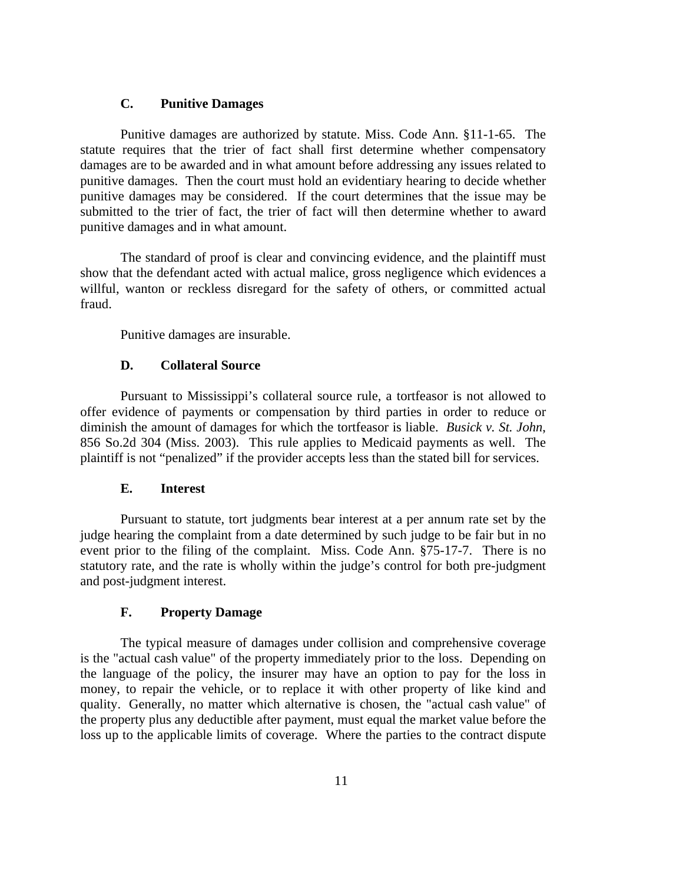### C. Punitive Damages

Punitive damages are authorized by statute. Miss. Code Ann. §11-1-65. The statute requires that the trier of fact shall first determine whether compensatory damages are to be awarded and in what amount before addressing any issues related to punitive damages. Then the court must hold an evidentiary hearing to decide whether punitive damages may be considered. If the court determines that the issue may be submitted to the trier of fact, the trier of fact will then determine whether to award punitive damages and in what amount.

The standard of proof is clear and convincing evidence, and the plaintiff must show that the defendant acted with actual malice, gross negligence which evidences a willful, wanton or reckless disregard for the safety of others, or committed actual fraud.

Punitive damages are insurable.

### D. Collateral Source

Pursuant to Mississippi's collateral source rule, a tortfeasor is not allowed to offer evidence of payments or compensation by third parties in order to reduce or diminish the amount of damages for which the tortfeasor is liable. *Busick v. St. John*, 856 So.2d 304 (Miss. 2003). This rule applies to Medicaid payments as well. The plaintiff is not "penalized" if the provider accepts less than the stated bill for services.

### E. Interest

Pursuant to statute, tort judgments bear interest at a per annum rate set by the judge hearing the complaint from a date determined by such judge to be fair but in no event prior to the filing of the complaint. Miss. Code Ann. §75-17-7. There is no statutory rate, and the rate is wholly within the judge's control for both pre-judgment and post-judgment interest.

### F. Property Damage

The typical measure of damages under collision and comprehensive coverage is the "actual cash value" of the property immediately prior to the loss. Depending on the language of the policy, the insurer may have an option to pay for the loss in money, to repair the vehicle, or to replace it with other property of like kind and quality. Generally, no matter which alternative is chosen, the "actual cash value" of the property plus any deductible after payment, must equal the market value before the loss up to the applicable limits of coverage. Where the parties to the contract dispute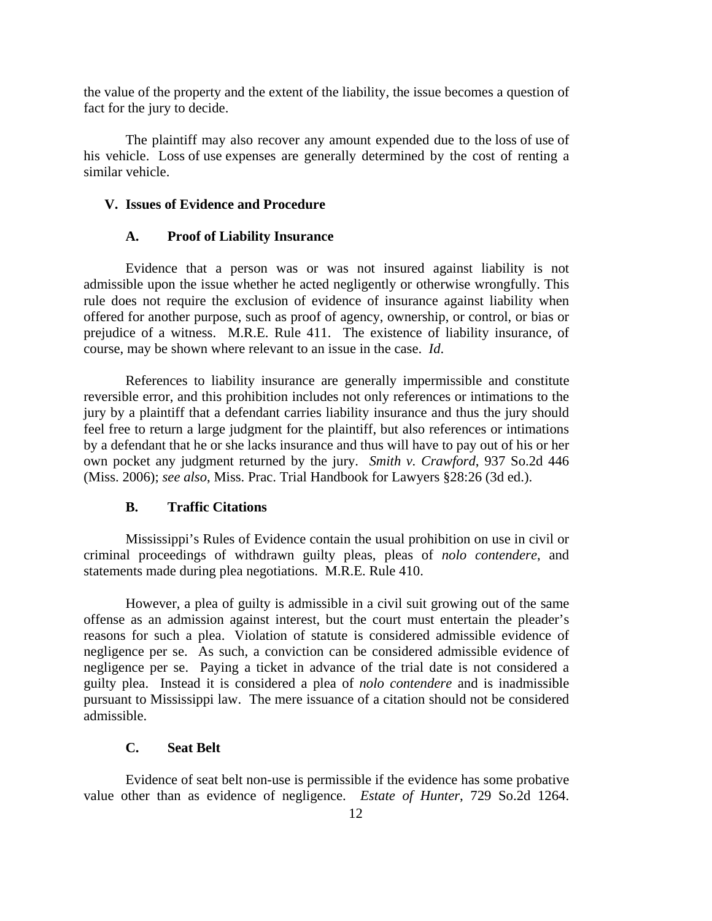the value of the property and the extent of the liability, the issue becomes a question of fact for the jury to decide.

The plaintiff may also recover any amount expended due to the loss of use of his vehicle. Loss of use expenses are generally determined by the cost of renting a similar vehicle.

## V. Issues of Evidence and Procedure

### A. Proof of Liability Insurance

Evidence that a person was or was not insured against liability is not admissible upon the issue whether he acted negligently or otherwise wrongfully. This rule does not require the exclusion of evidence of insurance against liability when offered for another purpose, such as proof of agency, ownership, or control, or bias or prejudice of a witness. M.R.E. Rule 411. The existence of liability insurance, of course, may be shown where relevant to an issue in the case. *Id.*

References to liability insurance are generally impermissible and constitute reversible error, and this prohibition includes not only references or intimations to the jury by a plaintiff that a defendant carries liability insurance and thus the jury should feel free to return a large judgment for the plaintiff, but also references or intimations by a defendant that he or she lacks insurance and thus will have to pay out of his or her own pocket any judgment returned by the jury. *Smith v. Crawford*, 937 So.2d 446 (Miss. 2006); *see also*, Miss. Prac. Trial Handbook for Lawyers §28:26 (3d ed.).

### B. Traffic Citations

Mississippi's Rules of Evidence contain the usual prohibition on use in civil or criminal proceedings of withdrawn guilty pleas, pleas of *nolo contendere*, and statements made during plea negotiations. M.R.E. Rule 410.

However, a plea of guilty is admissible in a civil suit growing out of the same offense as an admission against interest, but the court must entertain the pleader's reasons for such a plea. Violation of statute is considered admissible evidence of negligence per se. As such, a conviction can be considered admissible evidence of negligence per se. Paying a ticket in advance of the trial date is not considered a guilty plea. Instead it is considered a plea of *nolo contendere* and is inadmissible pursuant to Mississippi law. The mere issuance of a citation should not be considered admissible.

### C. Seat Belt

Evidence of seat belt non-use is permissible if the evidence has some probative value other than as evidence of negligence. *Estate of Hunter*, 729 So.2d 1264.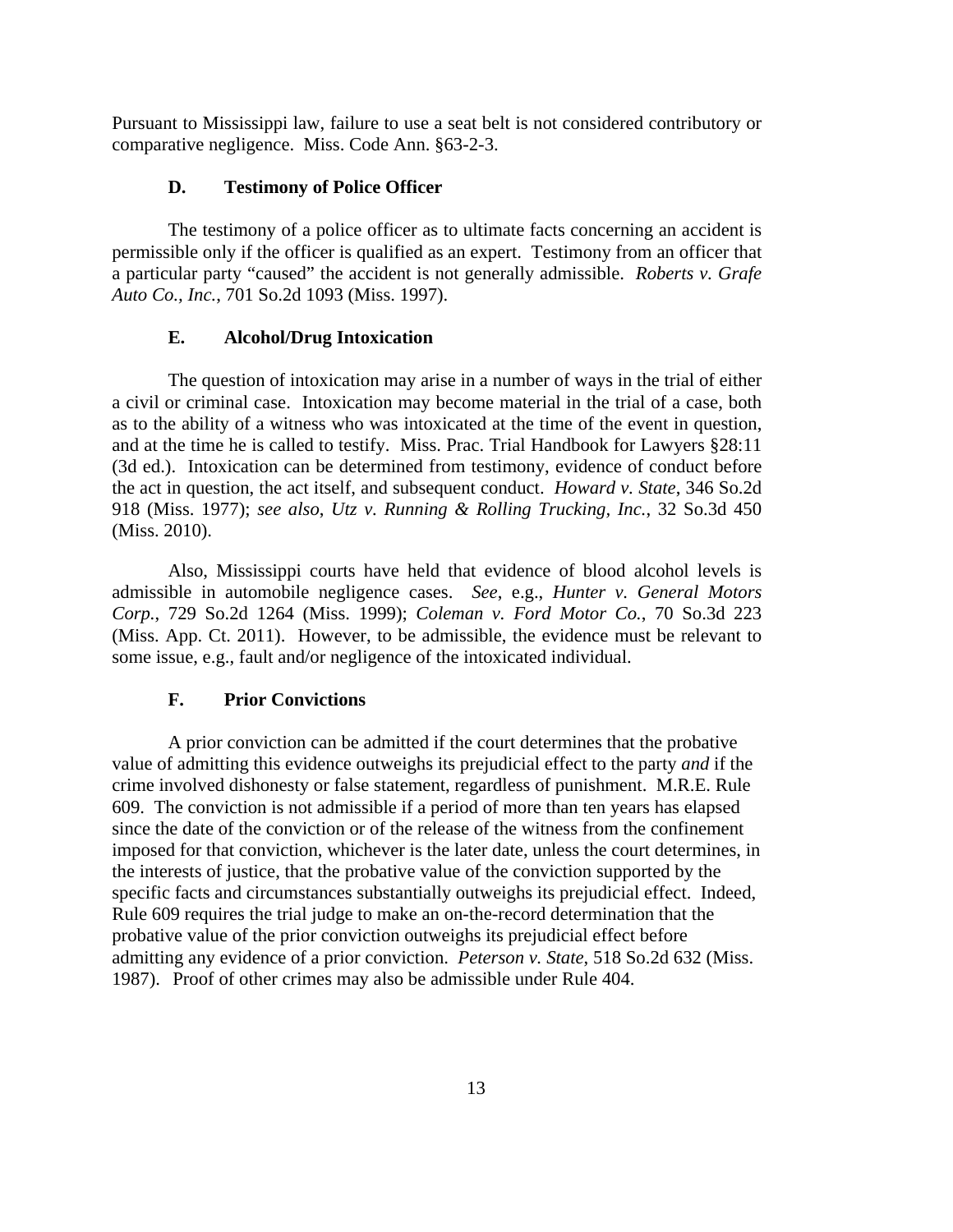Pursuant to Mississippi law, failure to use a seat belt is not considered contributory or comparative negligence. Miss. Code Ann. §63-2-3.

### D. Testimony of Police Officer

The testimony of a police officer as to ultimate facts concerning an accident is permissible only if the officer is qualified as an expert. Testimony from an officer that a particular party "caused" the accident is not generally admissible. *Roberts v. Grafe Auto Co., Inc.*, 701 So.2d 1093 (Miss. 1997).

### E. Alcohol/Drug Intoxication

The question of intoxication may arise in a number of ways in the trial of either a civil or criminal case. Intoxication may become material in the trial of a case, both as to the ability of a witness who was intoxicated at the time of the event in question, and at the time he is called to testify. Miss. Prac. Trial Handbook for Lawyers §28:11 (3d ed.). Intoxication can be determined from testimony, evidence of conduct before the act in question, the act itself, and subsequent conduct. *Howard v. State*, 346 So.2d 918 (Miss. 1977); *see also*, *Utz v. Running & Rolling Trucking, Inc.*, 32 So.3d 450 (Miss. 2010).

Also, Mississippi courts have held that evidence of blood alcohol levels is admissible in automobile negligence cases. *See*, e.g., *Hunter v. General Motors Corp.*, 729 So.2d 1264 (Miss. 1999); *Coleman v. Ford Motor Co.*, 70 So.3d 223 (Miss. App. Ct. 2011). However, to be admissible, the evidence must be relevant to some issue, e.g., fault and/or negligence of the intoxicated individual.

### F. Prior Convictions

A prior conviction can be admitted if the court determines that the probative value of admitting this evidence outweighs its prejudicial effect to the party *and* if the crime involved dishonesty or false statement, regardless of punishment. M.R.E. Rule 609. The conviction is not admissible if a period of more than ten years has elapsed since the date of the conviction or of the release of the witness from the confinement imposed for that conviction, whichever is the later date, unless the court determines, in the interests of justice, that the probative value of the conviction supported by the specific facts and circumstances substantially outweighs its prejudicial effect. Indeed, Rule 609 requires the trial judge to make an on-the-record determination that the probative value of the prior conviction outweighs its prejudicial effect before admitting any evidence of a prior conviction. *Peterson v. State*, 518 So.2d 632 (Miss. 1987). Proof of other crimes may also be admissible under Rule 404.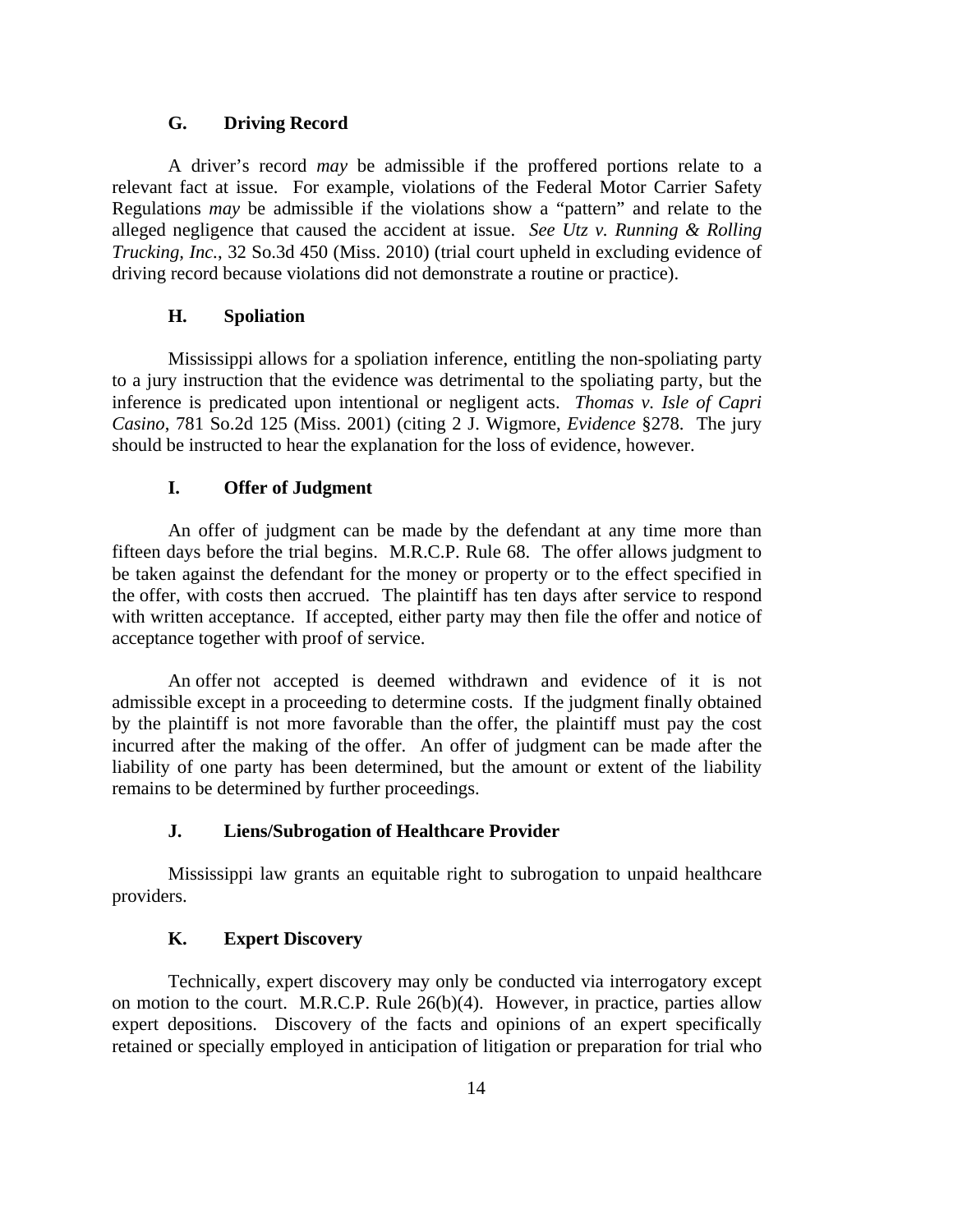### G. Driving Record

A driver's record *may* be admissible if the proffered portions relate to a relevant fact at issue. For example, violations of the Federal Motor Carrier Safety Regulations *may* be admissible if the violations show a "pattern" and relate to the alleged negligence that caused the accident at issue. *See Utz v. Running & Rolling Trucking, Inc.*, 32 So.3d 450 (Miss. 2010) (trial court upheld in excluding evidence of driving record because violations did not demonstrate a routine or practice).

### H. Spoliation

Mississippi allows for a spoliation inference, entitling the non-spoliating party to a jury instruction that the evidence was detrimental to the spoliating party, but the inference is predicated upon intentional or negligent acts. *Thomas v. Isle of Capri Casino*, 781 So.2d 125 (Miss. 2001) (citing 2 J. Wigmore, *Evidence* §278. The jury should be instructed to hear the explanation for the loss of evidence, however.

### I. Offer of Judgment

An offer of judgment can be made by the defendant at any time more than fifteen days before the trial begins. M.R.C.P. Rule 68. The offer allows judgment to be taken against the defendant for the money or property or to the effect specified in the offer, with costs then accrued. The plaintiff has ten days after service to respond with written acceptance. If accepted, either party may then file the offer and notice of acceptance together with proof of service.

An offer not accepted is deemed withdrawn and evidence of it is not admissible except in a proceeding to determine costs. If the judgment finally obtained by the plaintiff is not more favorable than the offer, the plaintiff must pay the cost incurred after the making of the offer. An offer of judgment can be made after the liability of one party has been determined, but the amount or extent of the liability remains to be determined by further proceedings.

### J. Liens/Subrogation of Healthcare Provider

Mississippi law grants an equitable right to subrogation to unpaid healthcare providers.

### K. Expert Discovery

Technically, expert discovery may only be conducted via interrogatory except on motion to the court. M.R.C.P. Rule 26(b)(4). However, in practice, parties allow expert depositions. Discovery of the facts and opinions of an expert specifically retained or specially employed in anticipation of litigation or preparation for trial who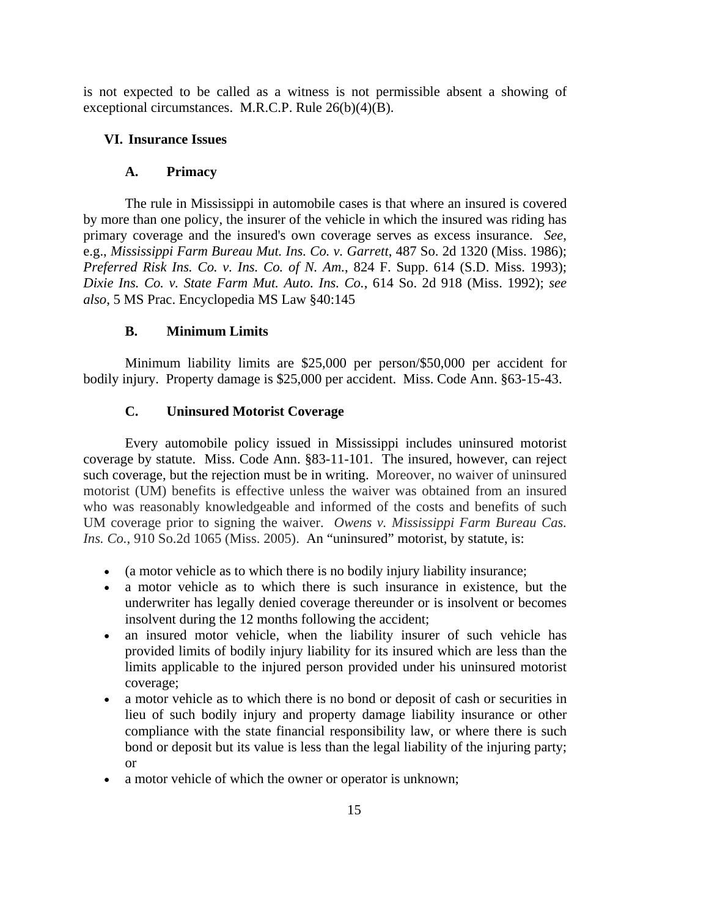is not expected to be called as a witness is not permissible absent a showing of exceptional circumstances. M.R.C.P. Rule 26(b)(4)(B).

## VI. Insurance Issues

### A. Primacy

The rule in Mississippi in automobile cases is that where an insured is covered by more than one policy, the insurer of the vehicle in which the insured was riding has primary coverage and the insured's own coverage serves as excess insurance. *See,* e.g., *Mississippi Farm Bureau Mut. Ins. Co. v. Garrett*, 487 So. 2d 1320 (Miss. 1986); *Preferred Risk Ins. Co. v. Ins. Co. of N. Am.*, 824 F. Supp. 614 (S.D. Miss. 1993); *Dixie Ins. Co. v. State Farm Mut. Auto. Ins. Co.*, 614 So. 2d 918 (Miss. 1992); *see also*, 5 MS Prac. Encyclopedia MS Law §40:145

### B. Minimum Limits

Minimum liability limits are $25,000 per person/$50,000 per accident for bodily injury. Property damage is $25,000 per accident. Miss. Code Ann. §63-15-43.

### C. Uninsured Motorist Coverage

Every automobile policy issued in Mississippi includes uninsured motorist coverage by statute. Miss. Code Ann. §83-11-101. The insured, however, can reject such coverage, but the rejection must be in writing. Moreover, no waiver of uninsured motorist (UM) benefits is effective unless the waiver was obtained from an insured who was reasonably knowledgeable and informed of the costs and benefits of such UM coverage prior to signing the waiver. *Owens v. Mississippi Farm Bureau Cas. Ins. Co.*, 910 So.2d 1065 (Miss. 2005). An "uninsured" motorist, by statute, is:

- (a motor vehicle as to which there is no bodily injury liability insurance;
- a motor vehicle as to which there is such insurance in existence, but the underwriter has legally denied coverage thereunder or is insolvent or becomes insolvent during the 12 months following the accident;
- an insured motor vehicle, when the liability insurer of such vehicle has provided limits of bodily injury liability for its insured which are less than the limits applicable to the injured person provided under his uninsured motorist coverage;
- a motor vehicle as to which there is no bond or deposit of cash or securities in lieu of such bodily injury and property damage liability insurance or other compliance with the state financial responsibility law, or where there is such bond or deposit but its value is less than the legal liability of the injuring party; or
- a motor vehicle of which the owner or operator is unknown;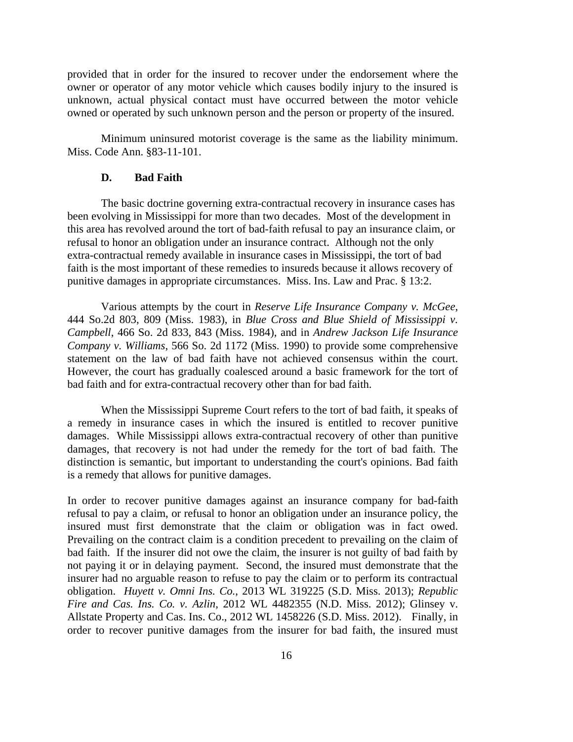provided that in order for the insured to recover under the endorsement where the owner or operator of any motor vehicle which causes bodily injury to the insured is unknown, actual physical contact must have occurred between the motor vehicle owned or operated by such unknown person and the person or property of the insured.

Minimum uninsured motorist coverage is the same as the liability minimum. Miss. Code Ann. §83-11-101.

### D. Bad Faith

The basic doctrine governing extra-contractual recovery in insurance cases has been evolving in Mississippi for more than two decades. Most of the development in this area has revolved around the tort of bad-faith refusal to pay an insurance claim, or refusal to honor an obligation under an insurance contract. Although not the only extra-contractual remedy available in insurance cases in Mississippi, the tort of bad faith is the most important of these remedies to insureds because it allows recovery of punitive damages in appropriate circumstances. Miss. Ins. Law and Prac. § 13:2.

Various attempts by the court in *Reserve Life Insurance Company v. McGee*, 444 So.2d 803, 809 (Miss. 1983), in *Blue Cross and Blue Shield of Mississippi v. Campbell*, 466 So. 2d 833, 843 (Miss. 1984), and in *Andrew Jackson Life Insurance Company v. Williams*, 566 So. 2d 1172 (Miss. 1990) to provide some comprehensive statement on the law of bad faith have not achieved consensus within the court. However, the court has gradually coalesced around a basic framework for the tort of bad faith and for extra-contractual recovery other than for bad faith.

When the Mississippi Supreme Court refers to the tort of bad faith, it speaks of a remedy in insurance cases in which the insured is entitled to recover punitive damages. While Mississippi allows extra-contractual recovery of other than punitive damages, that recovery is not had under the remedy for the tort of bad faith. The distinction is semantic, but important to understanding the court's opinions. Bad faith is a remedy that allows for punitive damages.

In order to recover punitive damages against an insurance company for bad-faith refusal to pay a claim, or refusal to honor an obligation under an insurance policy, the insured must first demonstrate that the claim or obligation was in fact owed. Prevailing on the contract claim is a condition precedent to prevailing on the claim of bad faith. If the insurer did not owe the claim, the insurer is not guilty of bad faith by not paying it or in delaying payment. Second, the insured must demonstrate that the insurer had no arguable reason to refuse to pay the claim or to perform its contractual obligation. *Huyett v. Omni Ins. Co.*, 2013 WL 319225 (S.D. Miss. 2013); *Republic Fire and Cas. Ins. Co. v. Azlin*, 2012 WL 4482355 (N.D. Miss. 2012); Glinsey v. Allstate Property and Cas. Ins. Co., 2012 WL 1458226 (S.D. Miss. 2012). Finally, in order to recover punitive damages from the insurer for bad faith, the insured must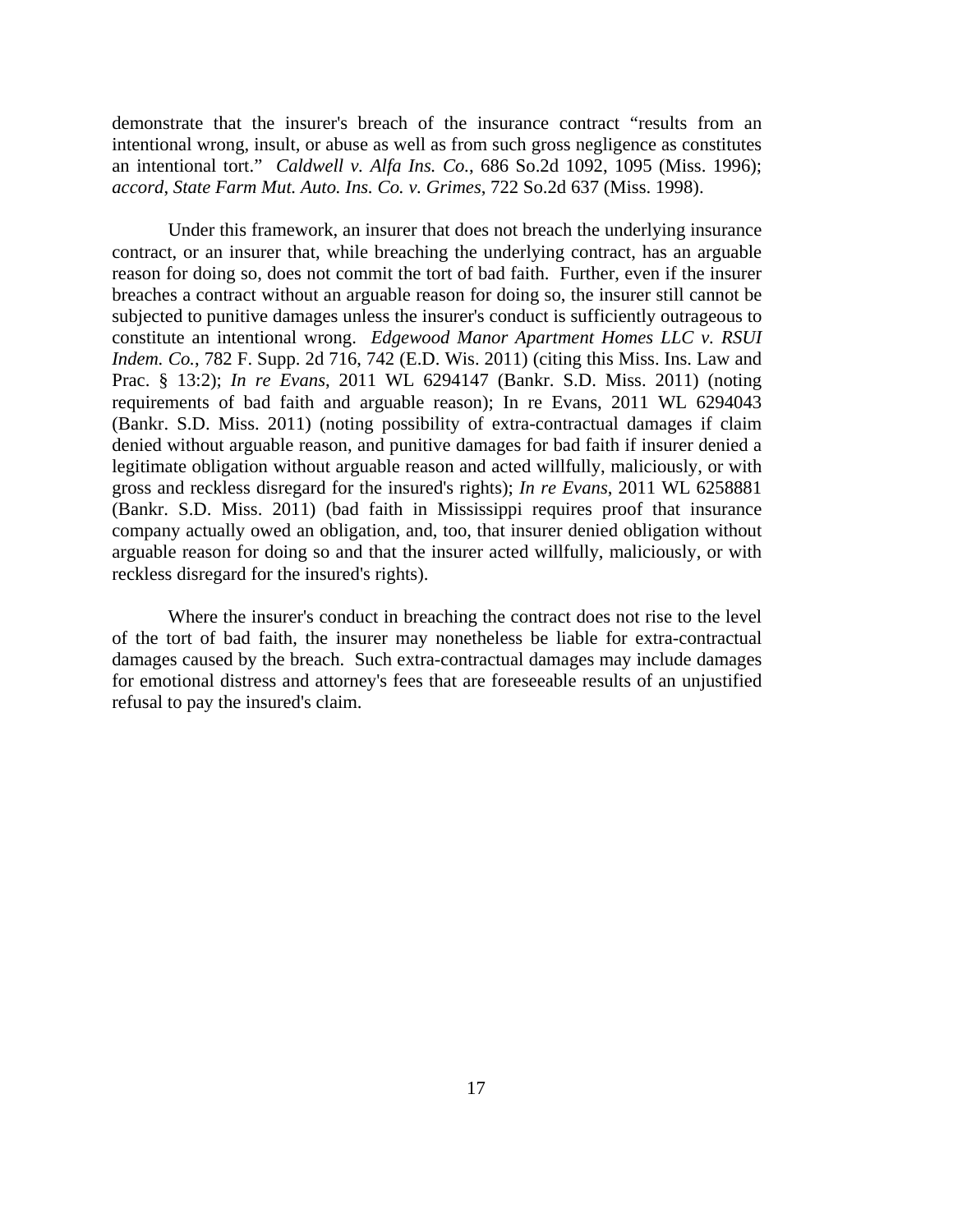demonstrate that the insurer's breach of the insurance contract "results from an intentional wrong, insult, or abuse as well as from such gross negligence as constitutes an intentional tort." *Caldwell v. Alfa Ins. Co.*, 686 So.2d 1092, 1095 (Miss. 1996); *accord*, *State Farm Mut. Auto. Ins. Co. v. Grimes*, 722 So.2d 637 (Miss. 1998).

Under this framework, an insurer that does not breach the underlying insurance contract, or an insurer that, while breaching the underlying contract, has an arguable reason for doing so, does not commit the tort of bad faith. Further, even if the insurer breaches a contract without an arguable reason for doing so, the insurer still cannot be subjected to punitive damages unless the insurer's conduct is sufficiently outrageous to constitute an intentional wrong. *Edgewood Manor Apartment Homes LLC v. RSUI Indem. Co.*, 782 F. Supp. 2d 716, 742 (E.D. Wis. 2011) (citing this Miss. Ins. Law and Prac. § 13:2); *In re Evans*, 2011 WL 6294147 (Bankr. S.D. Miss. 2011) (noting requirements of bad faith and arguable reason); In re Evans, 2011 WL 6294043 (Bankr. S.D. Miss. 2011) (noting possibility of extra-contractual damages if claim denied without arguable reason, and punitive damages for bad faith if insurer denied a legitimate obligation without arguable reason and acted willfully, maliciously, or with gross and reckless disregard for the insured's rights); *In re Evans*, 2011 WL 6258881 (Bankr. S.D. Miss. 2011) (bad faith in Mississippi requires proof that insurance company actually owed an obligation, and, too, that insurer denied obligation without arguable reason for doing so and that the insurer acted willfully, maliciously, or with reckless disregard for the insured's rights).

Where the insurer's conduct in breaching the contract does not rise to the level of the tort of bad faith, the insurer may nonetheless be liable for extra-contractual damages caused by the breach. Such extra-contractual damages may include damages for emotional distress and attorney's fees that are foreseeable results of an unjustified refusal to pay the insured's claim.